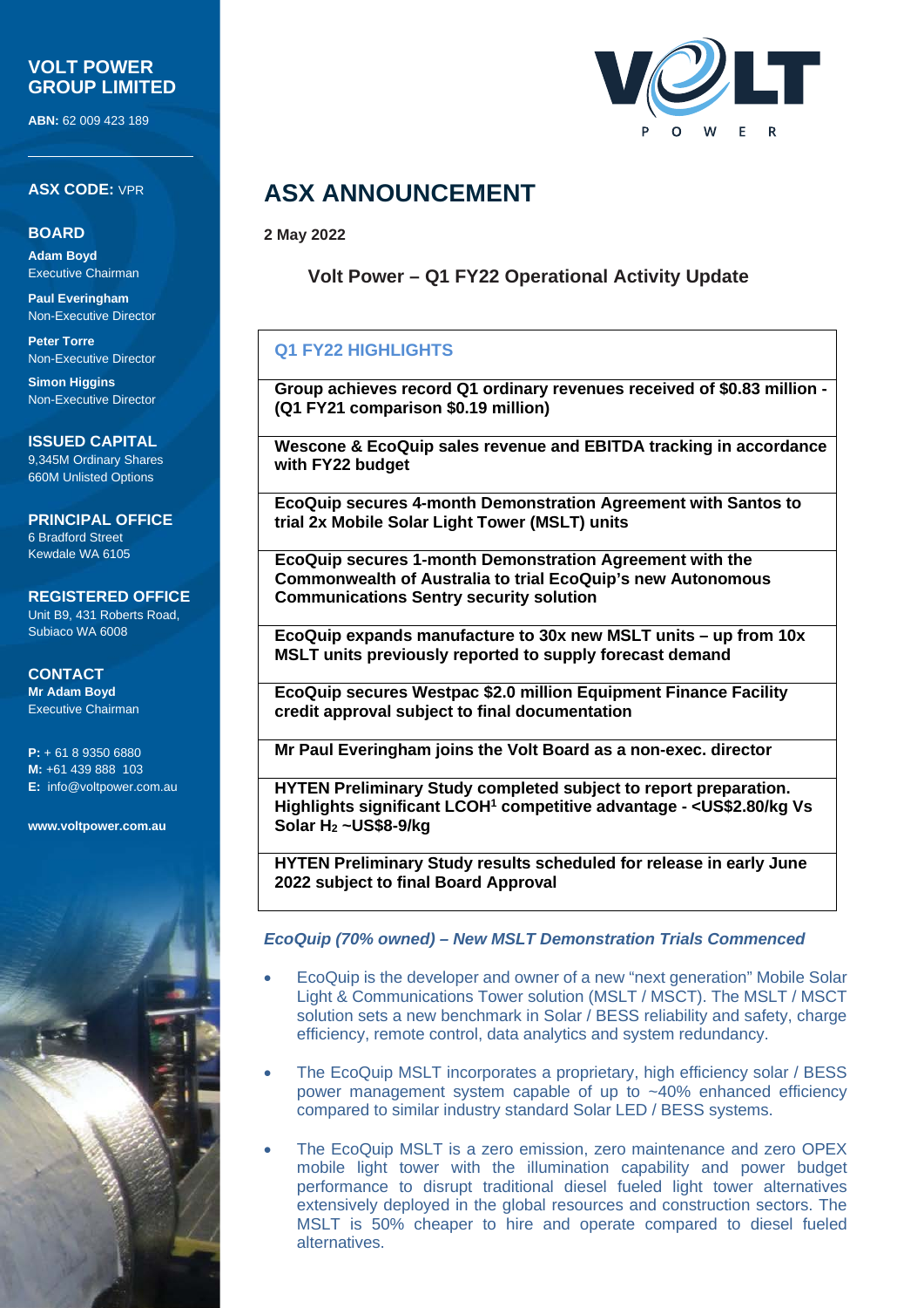**VOLT POWER GROUP LIMITED**

**ABN:** 62 009 423 189

**ASX CODE:** VPR

**BOARD**

**Adam Boyd**
Executive Chairman

**Paul Everingham**
Non-Executive Director

**Peter Torre**
Non-Executive Director

**Simon Higgins**
Non-Executive Director

**ISSUED CAPITAL**
9,345M Ordinary Shares
660M Unlisted Options

**PRINCIPAL OFFICE**
6 Bradford Street
Kewdale WA 6105

**REGISTERED OFFICE**
Unit B9, 431 Roberts Road,
Subiaco WA 6008

**CONTACT**
**Mr Adam Boyd**
Executive Chairman

**P:** + 61 8 9350 6880
**M:** +61 439 888 103
**E:** info@voltpower.com.au

**www.voltpower.com.au**

# ASX ANNOUNCEMENT

**2 May 2022**

## Volt Power – Q1 FY22 Operational Activity Update

| Q1 FY22 HIGHLIGHTS |
|---|
| **Group achieves record Q1 ordinary revenues received of $0.83 million - (Q1 FY21 comparison $0.19 million)** |
| **Wescone & EcoQuip sales revenue and EBITDA tracking in accordance with FY22 budget** |
| **EcoQuip secures 4-month Demonstration Agreement with Santos to trial 2x Mobile Solar Light Tower (MSLT) units** |
| **EcoQuip secures 1-month Demonstration Agreement with the Commonwealth of Australia to trial EcoQuip's new Autonomous Communications Sentry security solution** |
| **EcoQuip expands manufacture to 30x new MSLT units – up from 10x MSLT units previously reported to supply forecast demand** |
| **EcoQuip secures Westpac $2.0 million Equipment Finance Facility credit approval subject to final documentation** |
| **Mr Paul Everingham joins the Volt Board as a non-exec. director** |
| **HYTEN Preliminary Study completed subject to report preparation. Highlights significant LCOH[1] competitive advantage - <US$2.80/kg Vs Solar $H_2$ ~US$8-9/kg** |
| **HYTEN Preliminary Study results scheduled for release in early June 2022 subject to final Board Approval** |

### *EcoQuip (70% owned) – New MSLT Demonstration Trials Commenced*

- EcoQuip is the developer and owner of a new "next generation" Mobile Solar Light & Communications Tower solution (MSLT / MSCT). The MSLT / MSCT solution sets a new benchmark in Solar / BESS reliability and safety, charge efficiency, remote control, data analytics and system redundancy.

- The EcoQuip MSLT incorporates a proprietary, high efficiency solar / BESS power management system capable of up to ~40% enhanced efficiency compared to similar industry standard Solar LED / BESS systems.

- The EcoQuip MSLT is a zero emission, zero maintenance and zero OPEX mobile light tower with the illumination capability and power budget performance to disrupt traditional diesel fueled light tower alternatives extensively deployed in the global resources and construction sectors. The MSLT is 50% cheaper to hire and operate compared to diesel fueled alternatives.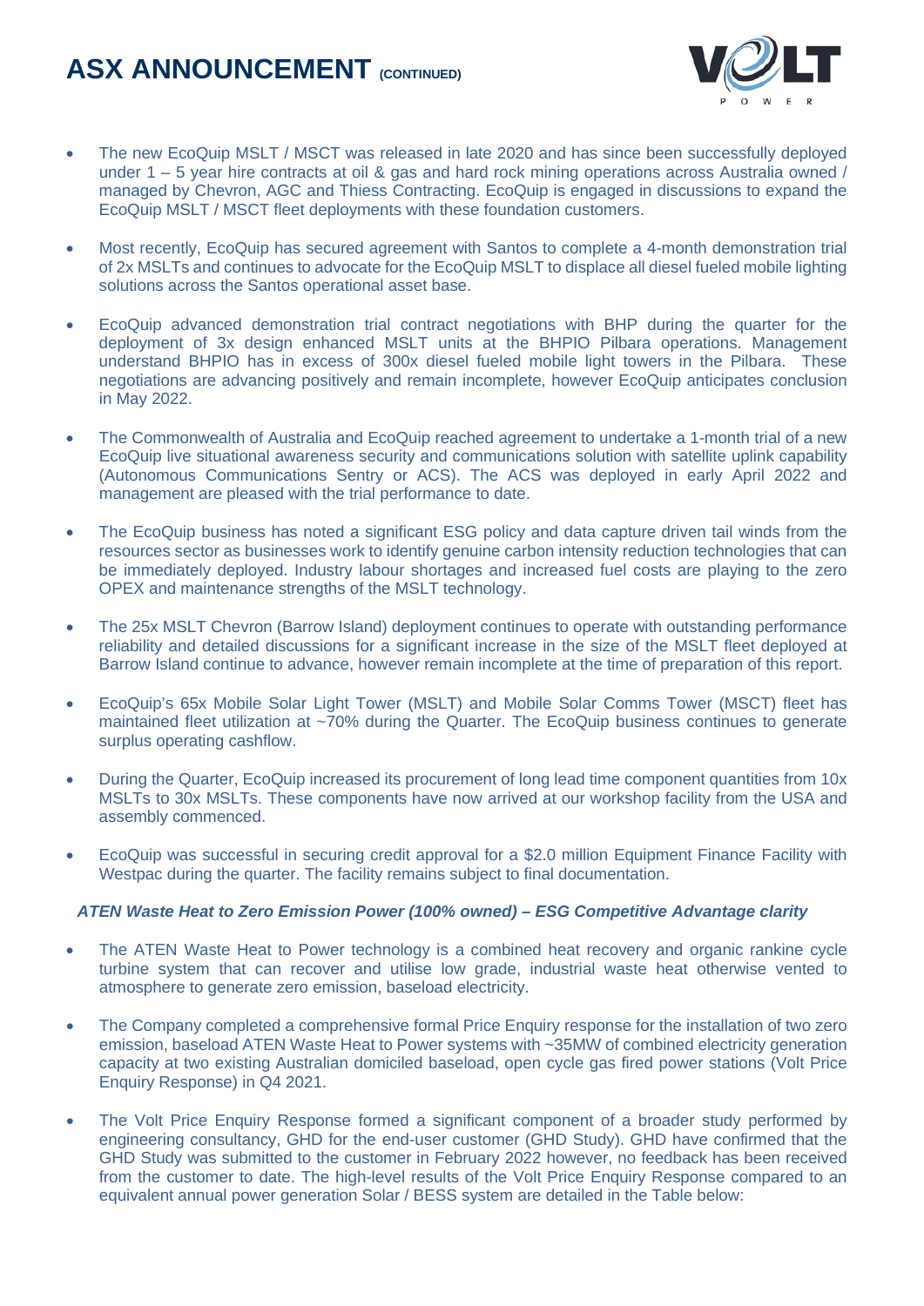- The new EcoQuip MSLT / MSCT was released in late 2020 and has since been successfully deployed under 1 – 5 year hire contracts at oil & gas and hard rock mining operations across Australia owned / managed by Chevron, AGC and Thiess Contracting. EcoQuip is engaged in discussions to expand the EcoQuip MSLT / MSCT fleet deployments with these foundation customers.

- Most recently, EcoQuip has secured agreement with Santos to complete a 4-month demonstration trial of 2x MSLTs and continues to advocate for the EcoQuip MSLT to displace all diesel fueled mobile lighting solutions across the Santos operational asset base.

- EcoQuip advanced demonstration trial contract negotiations with BHP during the quarter for the deployment of 3x design enhanced MSLT units at the BHPIO Pilbara operations. Management understand BHPIO has in excess of 300x diesel fueled mobile light towers in the Pilbara. These negotiations are advancing positively and remain incomplete, however EcoQuip anticipates conclusion in May 2022.

- The Commonwealth of Australia and EcoQuip reached agreement to undertake a 1-month trial of a new EcoQuip live situational awareness security and communications solution with satellite uplink capability (Autonomous Communications Sentry or ACS). The ACS was deployed in early April 2022 and management are pleased with the trial performance to date.

- The EcoQuip business has noted a significant ESG policy and data capture driven tail winds from the resources sector as businesses work to identify genuine carbon intensity reduction technologies that can be immediately deployed. Industry labour shortages and increased fuel costs are playing to the zero OPEX and maintenance strengths of the MSLT technology.

- The 25x MSLT Chevron (Barrow Island) deployment continues to operate with outstanding performance reliability and detailed discussions for a significant increase in the size of the MSLT fleet deployed at Barrow Island continue to advance, however remain incomplete at the time of preparation of this report.

- EcoQuip's 65x Mobile Solar Light Tower (MSLT) and Mobile Solar Comms Tower (MSCT) fleet has maintained fleet utilization at ~70% during the Quarter. The EcoQuip business continues to generate surplus operating cashflow.

- During the Quarter, EcoQuip increased its procurement of long lead time component quantities from 10x MSLTs to 30x MSLTs. These components have now arrived at our workshop facility from the USA and assembly commenced.

- EcoQuip was successful in securing credit approval for a $2.0 million Equipment Finance Facility with Westpac during the quarter. The facility remains subject to final documentation.

***ATEN Waste Heat to Zero Emission Power (100% owned) – ESG Competitive Advantage clarity***

- The ATEN Waste Heat to Power technology is a combined heat recovery and organic rankine cycle turbine system that can recover and utilise low grade, industrial waste heat otherwise vented to atmosphere to generate zero emission, baseload electricity.

- The Company completed a comprehensive formal Price Enquiry response for the installation of two zero emission, baseload ATEN Waste Heat to Power systems with ~35MW of combined electricity generation capacity at two existing Australian domiciled baseload, open cycle gas fired power stations (Volt Price Enquiry Response) in Q4 2021.

- The Volt Price Enquiry Response formed a significant component of a broader study performed by engineering consultancy, GHD for the end-user customer (GHD Study). GHD have confirmed that the GHD Study was submitted to the customer in February 2022 however, no feedback has been received from the customer to date. The high-level results of the Volt Price Enquiry Response compared to an equivalent annual power generation Solar / BESS system are detailed in the Table below: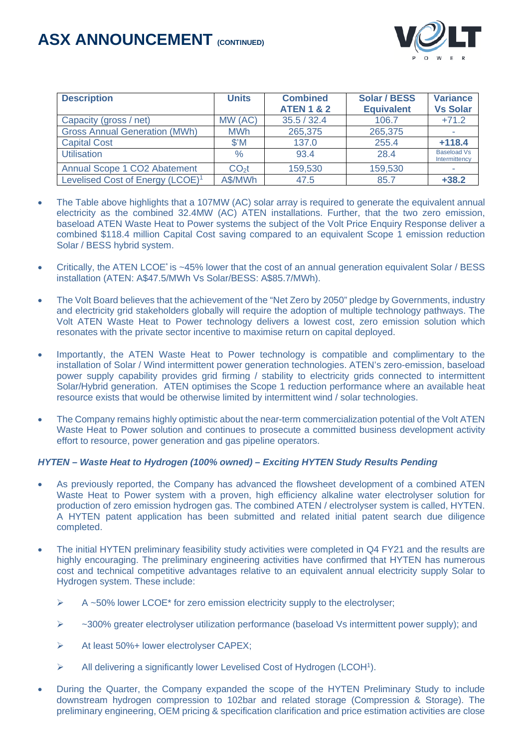| Description | Units | Combined ATEN 1 & 2 | Solar / BESS Equivalent | Variance Vs Solar |
|---|---|---|---|---|
| Capacity (gross / net) | MW (AC) | 35.5 / 32.4 | 106.7 | +71.2 |
| Gross Annual Generation (MWh) | MWh | 265,375 | 265,375 | - |
| Capital Cost | $'M | 137.0 | 255.4 | **+118.4** |
| Utilisation | % | 93.4 | 28.4 | Baseload Vs Intermittency |
| Annual Scope 1 CO2 Abatement | $CO_2t$ | 159,530 | 159,530 | - |
| Levelised Cost of Energy (LCOE)[1] | A$/MWh | 47.5 | 85.7 | **+38.2** |

- The Table above highlights that a 107MW (AC) solar array is required to generate the equivalent annual electricity as the combined 32.4MW (AC) ATEN installations. Further, that the two zero emission, baseload ATEN Waste Heat to Power systems the subject of the Volt Price Enquiry Response deliver a combined $118.4 million Capital Cost saving compared to an equivalent Scope 1 emission reduction Solar / BESS hybrid system.

- Critically, the ATEN LCOE* is ~45% lower that the cost of an annual generation equivalent Solar / BESS installation (ATEN: A$47.5/MWh Vs Solar/BESS: A$85.7/MWh).

- The Volt Board believes that the achievement of the "Net Zero by 2050" pledge by Governments, industry and electricity grid stakeholders globally will require the adoption of multiple technology pathways. The Volt ATEN Waste Heat to Power technology delivers a lowest cost, zero emission solution which resonates with the private sector incentive to maximise return on capital deployed.

- Importantly, the ATEN Waste Heat to Power technology is compatible and complimentary to the installation of Solar / Wind intermittent power generation technologies. ATEN's zero-emission, baseload power supply capability provides grid firming / stability to electricity grids connected to intermittent Solar/Hybrid generation. ATEN optimises the Scope 1 reduction performance where an available heat resource exists that would be otherwise limited by intermittent wind / solar technologies.

- The Company remains highly optimistic about the near-term commercialization potential of the Volt ATEN Waste Heat to Power solution and continues to prosecute a committed business development activity effort to resource, power generation and gas pipeline operators.

***HYTEN – Waste Heat to Hydrogen (100% owned) – Exciting HYTEN Study Results Pending***

- As previously reported, the Company has advanced the flowsheet development of a combined ATEN Waste Heat to Power system with a proven, high efficiency alkaline water electrolyser solution for production of zero emission hydrogen gas. The combined ATEN / electrolyser system is called, HYTEN. A HYTEN patent application has been submitted and related initial patent search due diligence completed.

- The initial HYTEN preliminary feasibility study activities were completed in Q4 FY21 and the results are highly encouraging. The preliminary engineering activities have confirmed that HYTEN has numerous cost and technical competitive advantages relative to an equivalent annual electricity supply Solar to Hydrogen system. These include:

  - A ~50% lower LCOE* for zero emission electricity supply to the electrolyser;
  - ~300% greater electrolyser utilization performance (baseload Vs intermittent power supply); and
  - At least 50%+ lower electrolyser CAPEX;
  - All delivering a significantly lower Levelised Cost of Hydrogen (LCOH[1]).

- During the Quarter, the Company expanded the scope of the HYTEN Preliminary Study to include downstream hydrogen compression to 102bar and related storage (Compression & Storage). The preliminary engineering, OEM pricing & specification clarification and price estimation activities are close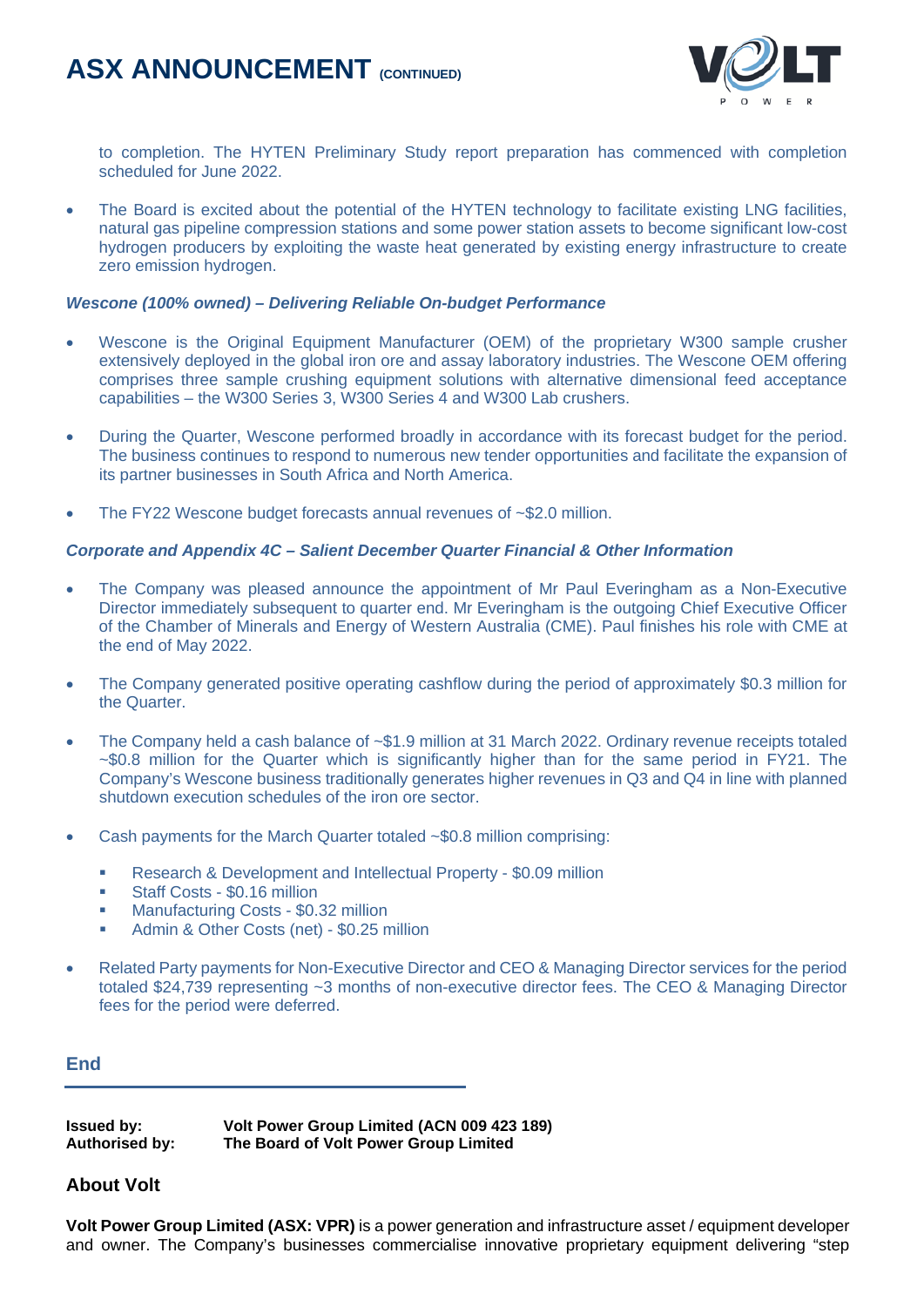to completion. The HYTEN Preliminary Study report preparation has commenced with completion scheduled for June 2022.

- The Board is excited about the potential of the HYTEN technology to facilitate existing LNG facilities, natural gas pipeline compression stations and some power station assets to become significant low-cost hydrogen producers by exploiting the waste heat generated by existing energy infrastructure to create zero emission hydrogen.

***Wescone (100% owned) – Delivering Reliable On-budget Performance***

- Wescone is the Original Equipment Manufacturer (OEM) of the proprietary W300 sample crusher extensively deployed in the global iron ore and assay laboratory industries. The Wescone OEM offering comprises three sample crushing equipment solutions with alternative dimensional feed acceptance capabilities – the W300 Series 3, W300 Series 4 and W300 Lab crushers.

- During the Quarter, Wescone performed broadly in accordance with its forecast budget for the period. The business continues to respond to numerous new tender opportunities and facilitate the expansion of its partner businesses in South Africa and North America.

- The FY22 Wescone budget forecasts annual revenues of ~$2.0 million.

***Corporate and Appendix 4C – Salient December Quarter Financial & Other Information***

- The Company was pleased announce the appointment of Mr Paul Everingham as a Non-Executive Director immediately subsequent to quarter end. Mr Everingham is the outgoing Chief Executive Officer of the Chamber of Minerals and Energy of Western Australia (CME). Paul finishes his role with CME at the end of May 2022.

- The Company generated positive operating cashflow during the period of approximately $0.3 million for the Quarter.

- The Company held a cash balance of ~$1.9 million at 31 March 2022. Ordinary revenue receipts totaled ~$0.8 million for the Quarter which is significantly higher than for the same period in FY21. The Company's Wescone business traditionally generates higher revenues in Q3 and Q4 in line with planned shutdown execution schedules of the iron ore sector.

- Cash payments for the March Quarter totaled ~$0.8 million comprising:
  - Research & Development and Intellectual Property - $0.09 million
  - Staff Costs - $0.16 million
  - Manufacturing Costs - $0.32 million
  - Admin & Other Costs (net) - $0.25 million

- Related Party payments for Non-Executive Director and CEO & Managing Director services for the period totaled $24,739 representing ~3 months of non-executive director fees. The CEO & Managing Director fees for the period were deferred.

## End

**Issued by:** **Volt Power Group Limited (ACN 009 423 189)**
**Authorised by:** **The Board of Volt Power Group Limited**

## About Volt

**Volt Power Group Limited (ASX: VPR)** is a power generation and infrastructure asset / equipment developer and owner. The Company's businesses commercialise innovative proprietary equipment delivering "step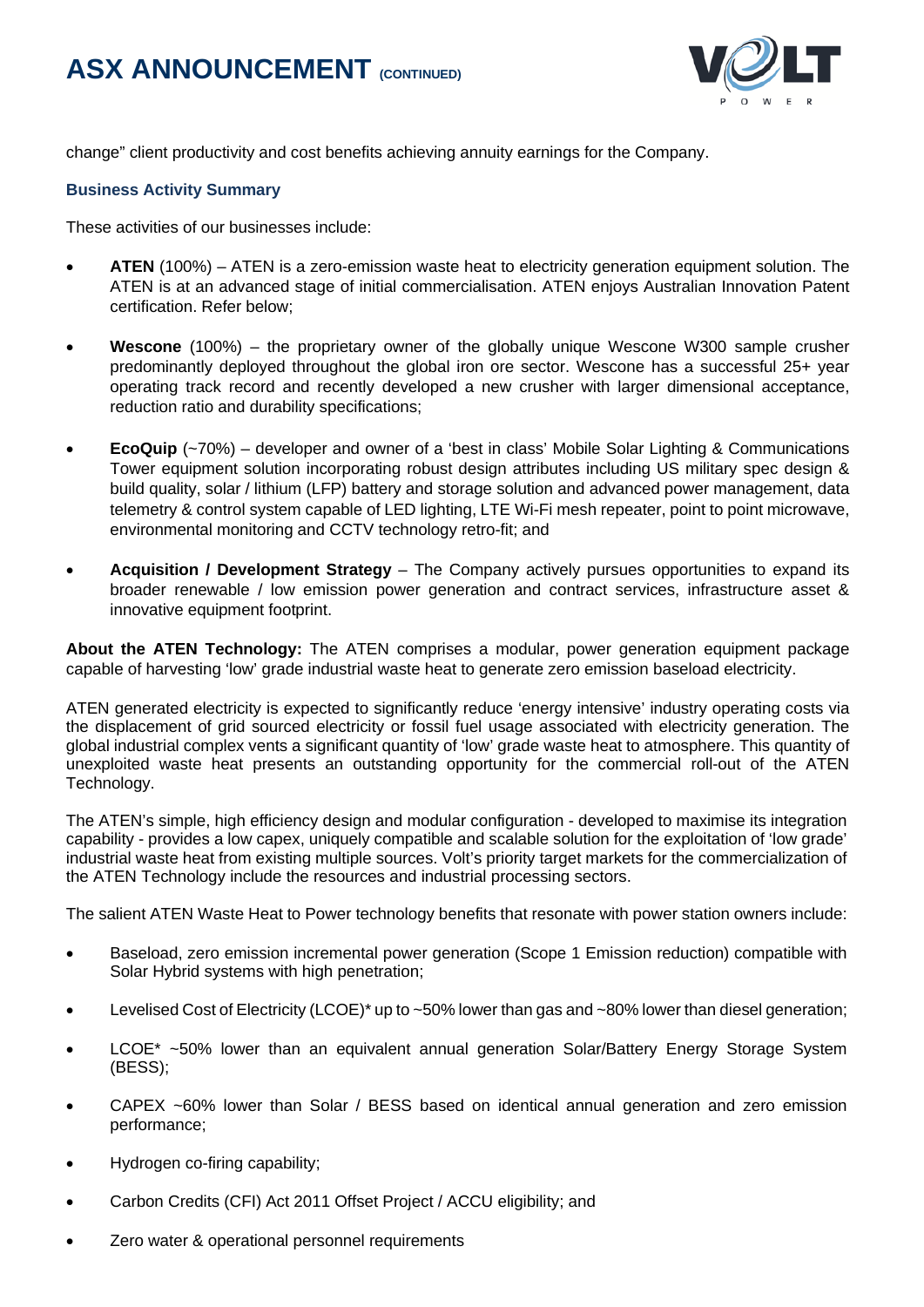change" client productivity and cost benefits achieving annuity earnings for the Company.

### Business Activity Summary

These activities of our businesses include:

- **ATEN** (100%) – ATEN is a zero-emission waste heat to electricity generation equipment solution. The ATEN is at an advanced stage of initial commercialisation. ATEN enjoys Australian Innovation Patent certification. Refer below;
- **Wescone** (100%) – the proprietary owner of the globally unique Wescone W300 sample crusher predominantly deployed throughout the global iron ore sector. Wescone has a successful 25+ year operating track record and recently developed a new crusher with larger dimensional acceptance, reduction ratio and durability specifications;
- **EcoQuip** (~70%) – developer and owner of a 'best in class' Mobile Solar Lighting & Communications Tower equipment solution incorporating robust design attributes including US military spec design & build quality, solar / lithium (LFP) battery and storage solution and advanced power management, data telemetry & control system capable of LED lighting, LTE Wi-Fi mesh repeater, point to point microwave, environmental monitoring and CCTV technology retro-fit; and
- **Acquisition / Development Strategy** – The Company actively pursues opportunities to expand its broader renewable / low emission power generation and contract services, infrastructure asset & innovative equipment footprint.

**About the ATEN Technology:** The ATEN comprises a modular, power generation equipment package capable of harvesting 'low' grade industrial waste heat to generate zero emission baseload electricity.

ATEN generated electricity is expected to significantly reduce 'energy intensive' industry operating costs via the displacement of grid sourced electricity or fossil fuel usage associated with electricity generation. The global industrial complex vents a significant quantity of 'low' grade waste heat to atmosphere. This quantity of unexploited waste heat presents an outstanding opportunity for the commercial roll-out of the ATEN Technology.

The ATEN's simple, high efficiency design and modular configuration - developed to maximise its integration capability - provides a low capex, uniquely compatible and scalable solution for the exploitation of 'low grade' industrial waste heat from existing multiple sources. Volt's priority target markets for the commercialization of the ATEN Technology include the resources and industrial processing sectors.

The salient ATEN Waste Heat to Power technology benefits that resonate with power station owners include:

- Baseload, zero emission incremental power generation (Scope 1 Emission reduction) compatible with Solar Hybrid systems with high penetration;
- Levelised Cost of Electricity (LCOE)* up to ~50% lower than gas and ~80% lower than diesel generation;
- LCOE* ~50% lower than an equivalent annual generation Solar/Battery Energy Storage System (BESS);
- CAPEX ~60% lower than Solar / BESS based on identical annual generation and zero emission performance;
- Hydrogen co-firing capability;
- Carbon Credits (CFI) Act 2011 Offset Project / ACCU eligibility; and
- Zero water & operational personnel requirements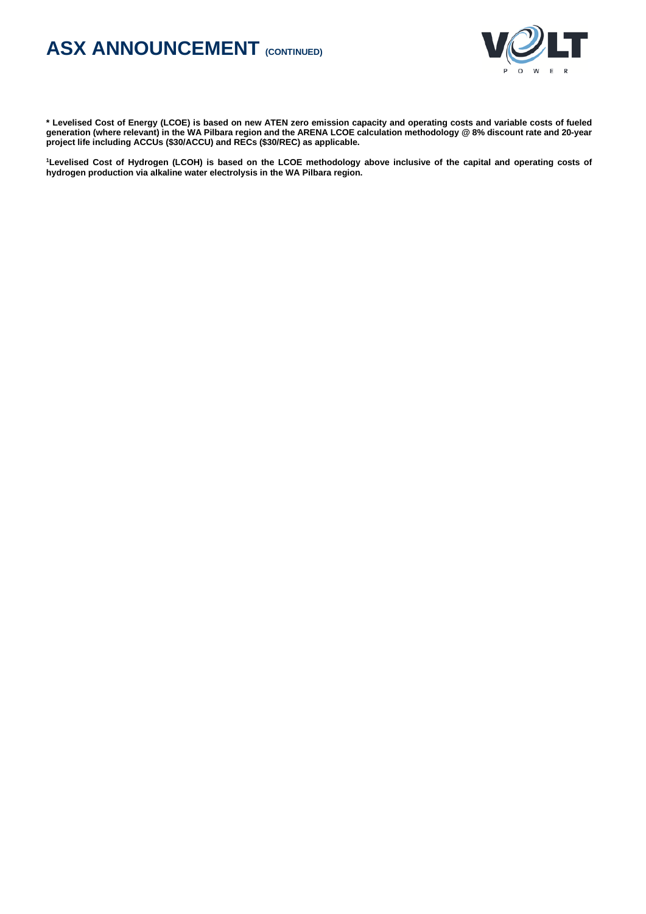**\* Levelised Cost of Energy (LCOE) is based on new ATEN zero emission capacity and operating costs and variable costs of fueled generation (where relevant) in the WA Pilbara region and the ARENA LCOE calculation methodology @ 8% discount rate and 20-year project life including ACCUs ($30/ACCU) and RECs ($30/REC) as applicable.**

**[1]Levelised Cost of Hydrogen (LCOH) is based on the LCOE methodology above inclusive of the capital and operating costs of hydrogen production via alkaline water electrolysis in the WA Pilbara region.**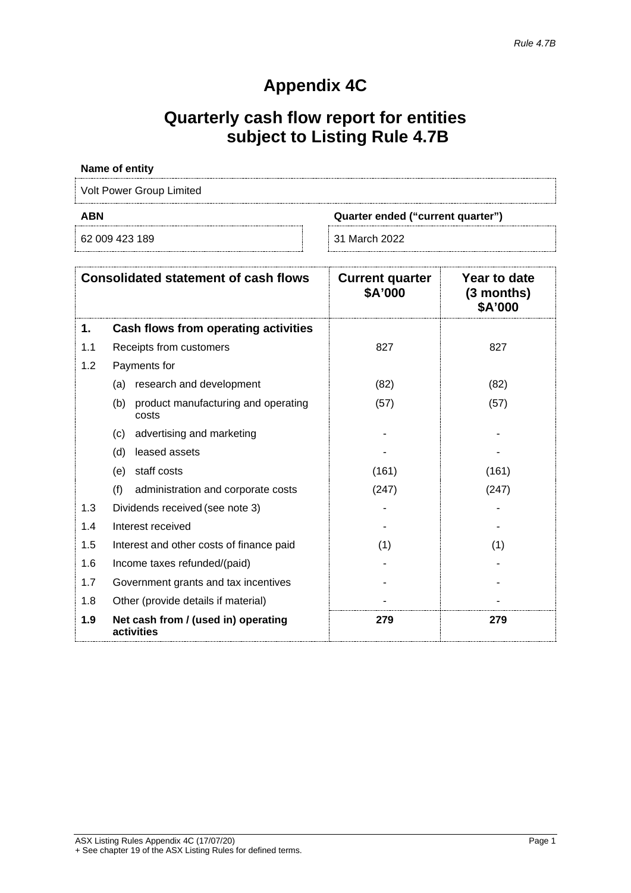# Appendix 4C

# Quarterly cash flow report for entities subject to Listing Rule 4.7B

**Name of entity**

Volt Power Group Limited

| **ABN** | **Quarter ended ("current quarter")** |
|---|---|
| 62 009 423 189 | 31 March 2022 |

| **Consolidated statement of cash flows** | | **Current quarter $A'000** | **Year to date (3 months) $A'000** |
|---|---|---|---|
| **1.** | **Cash flows from operating activities** | | |
| 1.1 | Receipts from customers | 827 | 827 |
| 1.2 | Payments for | | |
| | (a) research and development | (82) | (82) |
| | (b) product manufacturing and operating costs | (57) | (57) |
| | (c) advertising and marketing | - | - |
| | (d) leased assets | - | - |
| | (e) staff costs | (161) | (161) |
| | (f) administration and corporate costs | (247) | (247) |
| 1.3 | Dividends received (see note 3) | - | - |
| 1.4 | Interest received | - | - |
| 1.5 | Interest and other costs of finance paid | (1) | (1) |
| 1.6 | Income taxes refunded/(paid) | - | - |
| 1.7 | Government grants and tax incentives | - | - |
| 1.8 | Other (provide details if material) | - | - |
| **1.9** | **Net cash from / (used in) operating activities** | **279** | **279** |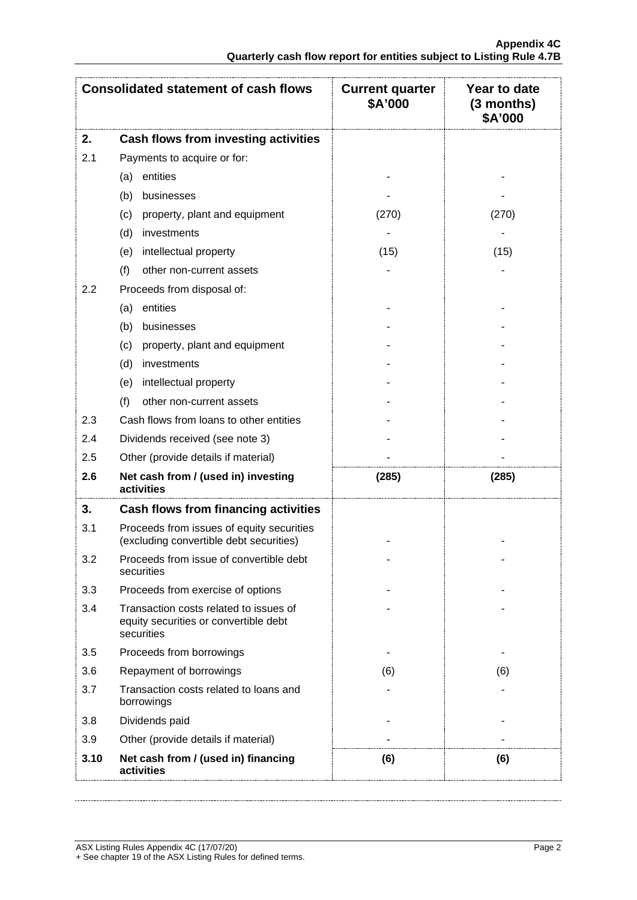| Consolidated statement of cash flows | | Current quarter $A'000 | Year to date (3 months) $A'000 |
|---|---|---|---|
| **2.** | **Cash flows from investing activities** | | |
| 2.1 | Payments to acquire or for: | | |
| | (a) entities | - | - |
| | (b) businesses | - | - |
| | (c) property, plant and equipment | (270) | (270) |
| | (d) investments | - | - |
| | (e) intellectual property | (15) | (15) |
| | (f) other non-current assets | - | - |
| 2.2 | Proceeds from disposal of: | | |
| | (a) entities | - | - |
| | (b) businesses | - | - |
| | (c) property, plant and equipment | - | - |
| | (d) investments | - | - |
| | (e) intellectual property | - | - |
| | (f) other non-current assets | - | - |
| 2.3 | Cash flows from loans to other entities | - | - |
| 2.4 | Dividends received (see note 3) | - | - |
| 2.5 | Other (provide details if material) | - | - |
| **2.6** | **Net cash from / (used in) investing activities** | **(285)** | **(285)** |
| **3.** | **Cash flows from financing activities** | | |
| 3.1 | Proceeds from issues of equity securities (excluding convertible debt securities) | - | - |
| 3.2 | Proceeds from issue of convertible debt securities | - | - |
| 3.3 | Proceeds from exercise of options | - | - |
| 3.4 | Transaction costs related to issues of equity securities or convertible debt securities | - | - |
| 3.5 | Proceeds from borrowings | - | - |
| 3.6 | Repayment of borrowings | (6) | (6) |
| 3.7 | Transaction costs related to loans and borrowings | - | - |
| 3.8 | Dividends paid | - | - |
| 3.9 | Other (provide details if material) | - | - |
| **3.10** | **Net cash from / (used in) financing activities** | **(6)** | **(6)** |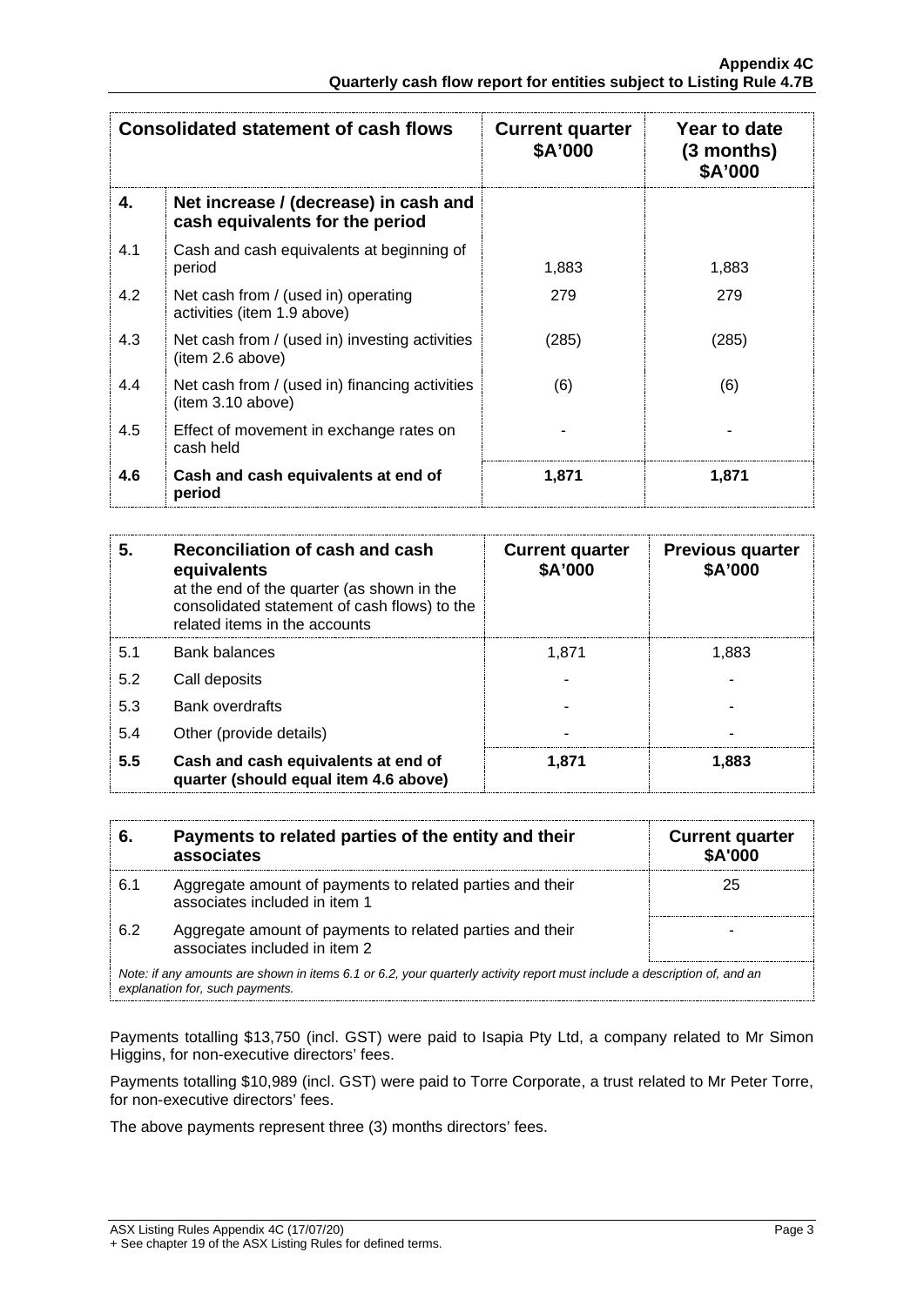| Consolidated statement of cash flows | | Current quarter $A'000 | Year to date (3 months) $A'000 |
|---|---|---|---|
| **4.** | **Net increase / (decrease) in cash and cash equivalents for the period** | | |
| 4.1 | Cash and cash equivalents at beginning of period | 1,883 | 1,883 |
| 4.2 | Net cash from / (used in) operating activities (item 1.9 above) | 279 | 279 |
| 4.3 | Net cash from / (used in) investing activities (item 2.6 above) | (285) | (285) |
| 4.4 | Net cash from / (used in) financing activities (item 3.10 above) | (6) | (6) |
| 4.5 | Effect of movement in exchange rates on cash held | - | - |
| **4.6** | **Cash and cash equivalents at end of period** | **1,871** | **1,871** |

| **5.** | **Reconciliation of cash and cash equivalents** at the end of the quarter (as shown in the consolidated statement of cash flows) to the related items in the accounts | **Current quarter $A'000** | **Previous quarter $A'000** |
|---|---|---|---|
| 5.1 | Bank balances | 1,871 | 1,883 |
| 5.2 | Call deposits | - | - |
| 5.3 | Bank overdrafts | - | - |
| 5.4 | Other (provide details) | - | - |
| **5.5** | **Cash and cash equivalents at end of quarter (should equal item 4.6 above)** | **1,871** | **1,883** |

| **6.** | **Payments to related parties of the entity and their associates** | **Current quarter $A'000** |
|---|---|---|
| 6.1 | Aggregate amount of payments to related parties and their associates included in item 1 | 25 |
| 6.2 | Aggregate amount of payments to related parties and their associates included in item 2 | - |

*Note: if any amounts are shown in items 6.1 or 6.2, your quarterly activity report must include a description of, and an explanation for, such payments.*

Payments totalling $13,750 (incl. GST) were paid to Isapia Pty Ltd, a company related to Mr Simon Higgins, for non-executive directors' fees.

Payments totalling $10,989 (incl. GST) were paid to Torre Corporate, a trust related to Mr Peter Torre, for non-executive directors' fees.

The above payments represent three (3) months directors' fees.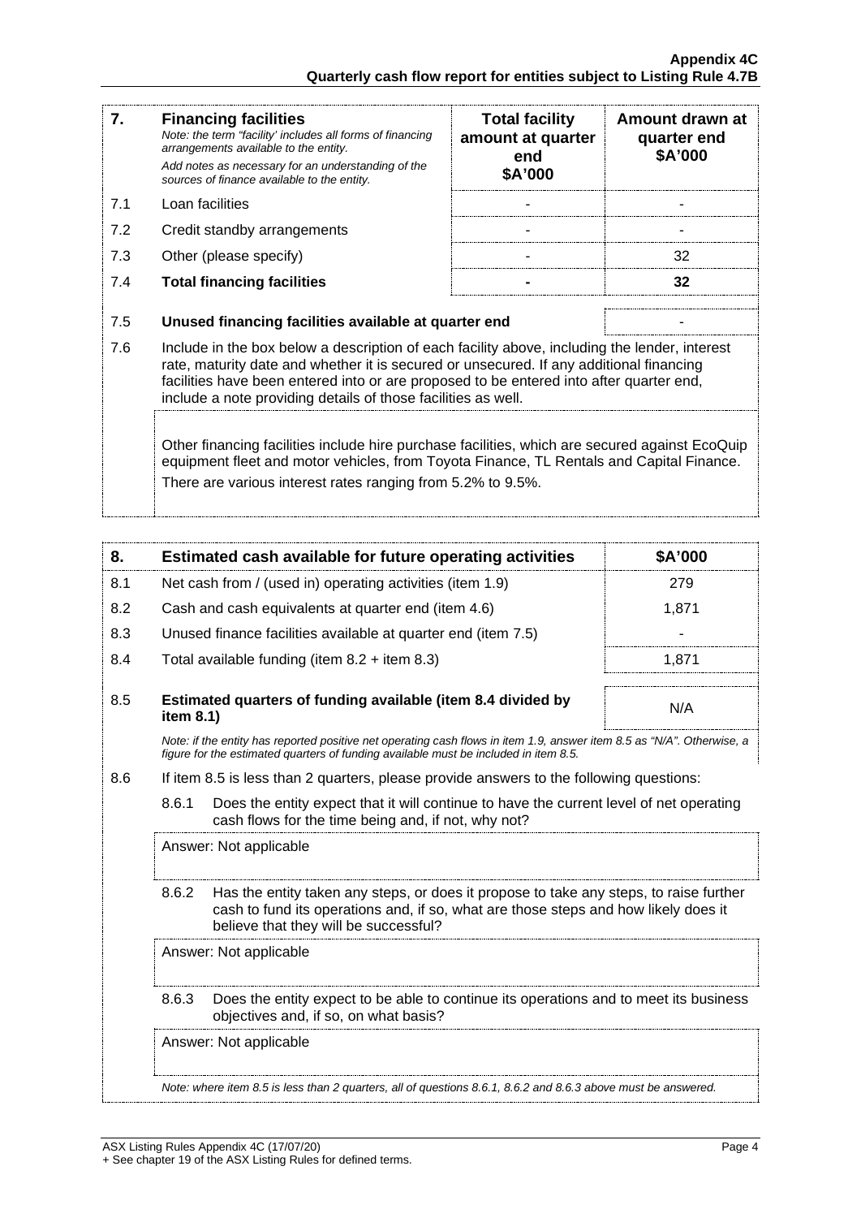| 7. | **Financing facilities** *Note: the term "facility' includes all forms of financing arrangements available to the entity.* *Add notes as necessary for an understanding of the sources of finance available to the entity.* | **Total facility amount at quarter end \$A'000** | **Amount drawn at quarter end \$A'000** |
|---|---|---|---|
| 7.1 | Loan facilities | - | - |
| 7.2 | Credit standby arrangements | - | - |
| 7.3 | Other (please specify) | - | 32 |
| 7.4 | **Total financing facilities** | **-** | **32** |

| | | |
|---|---|---|
| 7.5 | **Unused financing facilities available at quarter end** | - |

7.6 Include in the box below a description of each facility above, including the lender, interest rate, maturity date and whether it is secured or unsecured. If any additional financing facilities have been entered into or are proposed to be entered into after quarter end, include a note providing details of those facilities as well.

> Other financing facilities include hire purchase facilities, which are secured against EcoQuip equipment fleet and motor vehicles, from Toyota Finance, TL Rentals and Capital Finance.
>
> There are various interest rates ranging from 5.2% to 9.5%.

| 8. | **Estimated cash available for future operating activities** | **\$A'000** |
|---|---|---|
| 8.1 | Net cash from / (used in) operating activities (item 1.9) | 279 |
| 8.2 | Cash and cash equivalents at quarter end (item 4.6) | 1,871 |
| 8.3 | Unused finance facilities available at quarter end (item 7.5) | - |
| 8.4 | Total available funding (item 8.2 + item 8.3) | 1,871 |
| 8.5 | **Estimated quarters of funding available (item 8.4 divided by item 8.1)** | N/A |

*Note: if the entity has reported positive net operating cash flows in item 1.9, answer item 8.5 as "N/A". Otherwise, a figure for the estimated quarters of funding available must be included in item 8.5.*

8.6 If item 8.5 is less than 2 quarters, please provide answers to the following questions:

8.6.1 Does the entity expect that it will continue to have the current level of net operating cash flows for the time being and, if not, why not?

Answer: Not applicable

8.6.2 Has the entity taken any steps, or does it propose to take any steps, to raise further cash to fund its operations and, if so, what are those steps and how likely does it believe that they will be successful?

Answer: Not applicable

8.6.3 Does the entity expect to be able to continue its operations and to meet its business objectives and, if so, on what basis?

Answer: Not applicable

*Note: where item 8.5 is less than 2 quarters, all of questions 8.6.1, 8.6.2 and 8.6.3 above must be answered.*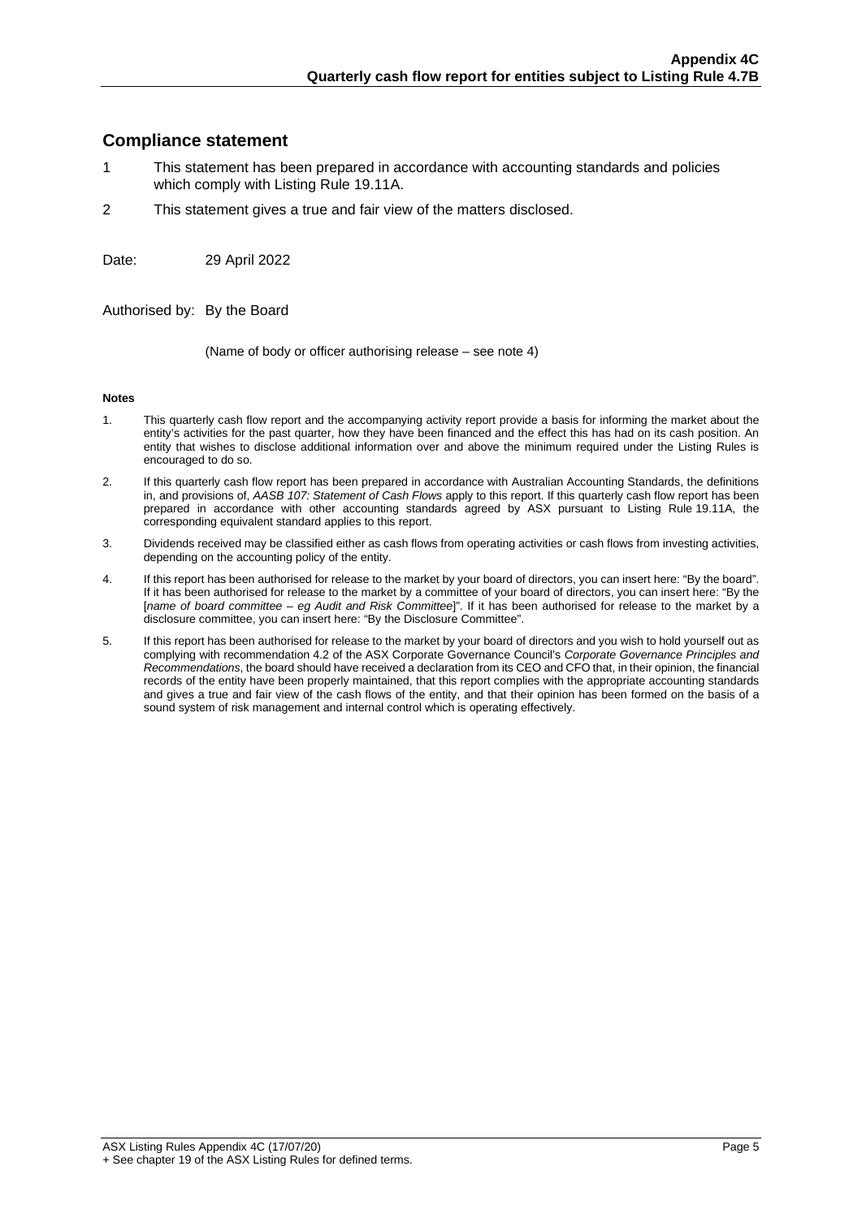## Compliance statement

1 This statement has been prepared in accordance with accounting standards and policies which comply with Listing Rule 19.11A.

2 This statement gives a true and fair view of the matters disclosed.

Date: 29 April 2022

Authorised by: By the Board

(Name of body or officer authorising release – see note 4)

**Notes**

1. This quarterly cash flow report and the accompanying activity report provide a basis for informing the market about the entity's activities for the past quarter, how they have been financed and the effect this has had on its cash position. An entity that wishes to disclose additional information over and above the minimum required under the Listing Rules is encouraged to do so.
2. If this quarterly cash flow report has been prepared in accordance with Australian Accounting Standards, the definitions in, and provisions of, *AASB 107: Statement of Cash Flows* apply to this report. If this quarterly cash flow report has been prepared in accordance with other accounting standards agreed by ASX pursuant to Listing Rule 19.11A, the corresponding equivalent standard applies to this report.
3. Dividends received may be classified either as cash flows from operating activities or cash flows from investing activities, depending on the accounting policy of the entity.
4. If this report has been authorised for release to the market by your board of directors, you can insert here: "By the board". If it has been authorised for release to the market by a committee of your board of directors, you can insert here: "By the [*name of board committee – eg Audit and Risk Committee*]". If it has been authorised for release to the market by a disclosure committee, you can insert here: "By the Disclosure Committee".
5. If this report has been authorised for release to the market by your board of directors and you wish to hold yourself out as complying with recommendation 4.2 of the ASX Corporate Governance Council's *Corporate Governance Principles and Recommendations*, the board should have received a declaration from its CEO and CFO that, in their opinion, the financial records of the entity have been properly maintained, that this report complies with the appropriate accounting standards and gives a true and fair view of the cash flows of the entity, and that their opinion has been formed on the basis of a sound system of risk management and internal control which is operating effectively.